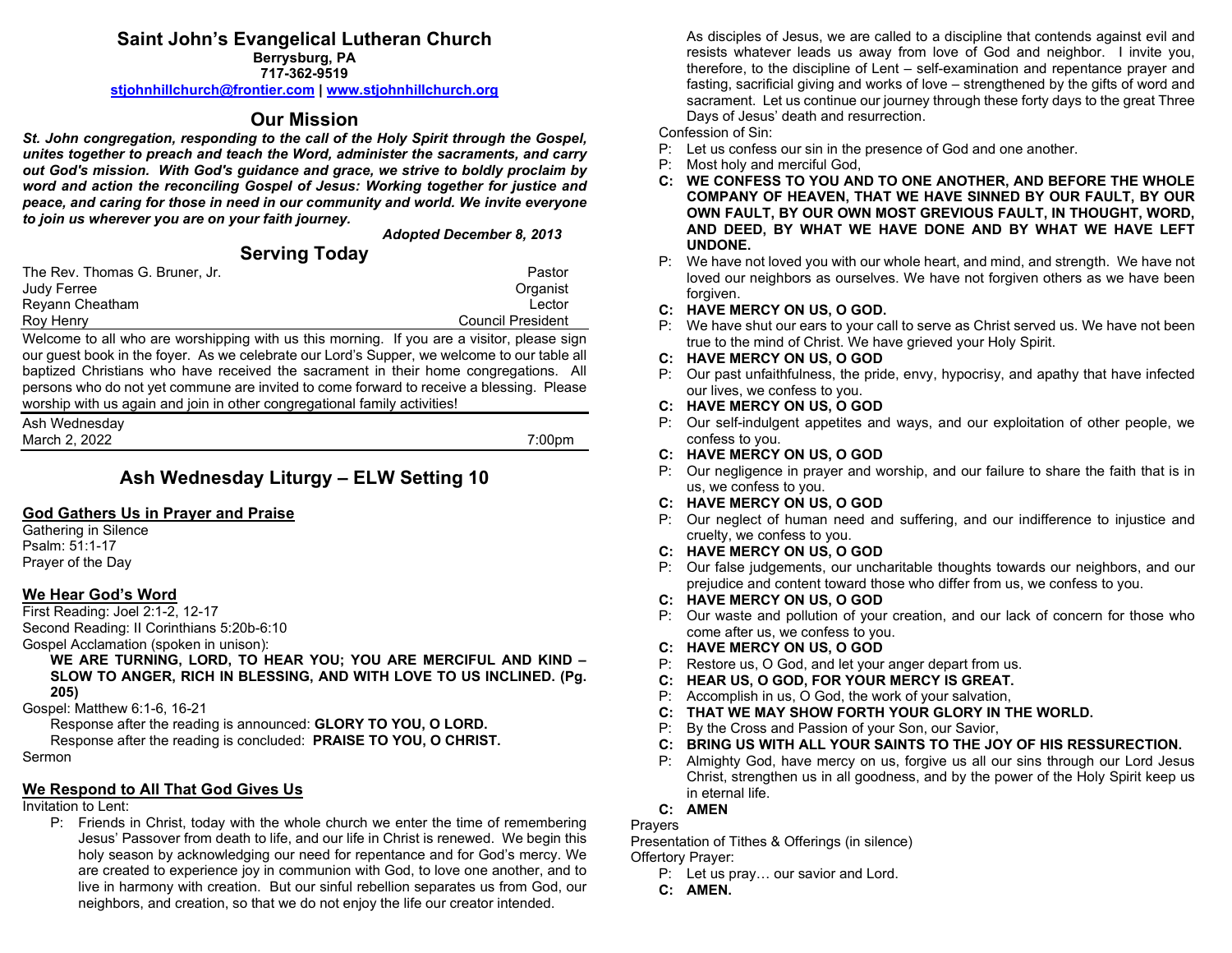# Saint John's Evangelical Lutheran Church

**Berrysburg, PA**
**717-362-9519**
**stjohnhillchurch@frontier.com | www.stjohnhillchurch.org**

## Our Mission

***St. John congregation, responding to the call of the Holy Spirit through the Gospel, unites together to preach and teach the Word, administer the sacraments, and carry out God's mission. With God's guidance and grace, we strive to boldly proclaim by word and action the reconciling Gospel of Jesus: Working together for justice and peace, and caring for those in need in our community and world. We invite everyone to join us wherever you are on your faith journey.***

***Adopted December 8, 2013***

## Serving Today

| | |
|---|---|
| The Rev. Thomas G. Bruner, Jr. | Pastor |
| Judy Ferree | Organist |
| Reyann Cheatham | Lector |
| Roy Henry | Council President |

Welcome to all who are worshipping with us this morning. If you are a visitor, please sign our guest book in the foyer. As we celebrate our Lord's Supper, we welcome to our table all baptized Christians who have received the sacrament in their home congregations. All persons who do not yet commune are invited to come forward to receive a blessing. Please worship with us again and join in other congregational family activities!

Ash Wednesday
March 2, 2022 — 7:00pm

## Ash Wednesday Liturgy – ELW Setting 10

### God Gathers Us in Prayer and Praise

Gathering in Silence
Psalm: 51:1-17
Prayer of the Day

### We Hear God's Word

First Reading: Joel 2:1-2, 12-17
Second Reading: II Corinthians 5:20b-6:10
Gospel Acclamation (spoken in unison):

**WE ARE TURNING, LORD, TO HEAR YOU; YOU ARE MERCIFUL AND KIND – SLOW TO ANGER, RICH IN BLESSING, AND WITH LOVE TO US INCLINED. (Pg. 205)**

Gospel: Matthew 6:1-6, 16-21

Response after the reading is announced: **GLORY TO YOU, O LORD.**
Response after the reading is concluded: **PRAISE TO YOU, O CHRIST.**

Sermon

### We Respond to All That God Gives Us

Invitation to Lent:

P: Friends in Christ, today with the whole church we enter the time of remembering Jesus' Passover from death to life, and our life in Christ is renewed. We begin this holy season by acknowledging our need for repentance and for God's mercy. We are created to experience joy in communion with God, to love one another, and to live in harmony with creation. But our sinful rebellion separates us from God, our neighbors, and creation, so that we do not enjoy the life our creator intended.

As disciples of Jesus, we are called to a discipline that contends against evil and resists whatever leads us away from love of God and neighbor. I invite you, therefore, to the discipline of Lent – self-examination and repentance prayer and fasting, sacrificial giving and works of love – strengthened by the gifts of word and sacrament. Let us continue our journey through these forty days to the great Three Days of Jesus' death and resurrection.

Confession of Sin:

P: Let us confess our sin in the presence of God and one another.
P: Most holy and merciful God,
**C: WE CONFESS TO YOU AND TO ONE ANOTHER, AND BEFORE THE WHOLE COMPANY OF HEAVEN, THAT WE HAVE SINNED BY OUR FAULT, BY OUR OWN FAULT, BY OUR OWN MOST GREVIOUS FAULT, IN THOUGHT, WORD, AND DEED, BY WHAT WE HAVE DONE AND BY WHAT WE HAVE LEFT UNDONE.**
P: We have not loved you with our whole heart, and mind, and strength. We have not loved our neighbors as ourselves. We have not forgiven others as we have been forgiven.
**C: HAVE MERCY ON US, O GOD.**
P: We have shut our ears to your call to serve as Christ served us. We have not been true to the mind of Christ. We have grieved your Holy Spirit.
**C: HAVE MERCY ON US, O GOD**
P: Our past unfaithfulness, the pride, envy, hypocrisy, and apathy that have infected our lives, we confess to you.
**C: HAVE MERCY ON US, O GOD**
P: Our self-indulgent appetites and ways, and our exploitation of other people, we confess to you.
**C: HAVE MERCY ON US, O GOD**
P: Our negligence in prayer and worship, and our failure to share the faith that is in us, we confess to you.
**C: HAVE MERCY ON US, O GOD**
P: Our neglect of human need and suffering, and our indifference to injustice and cruelty, we confess to you.
**C: HAVE MERCY ON US, O GOD**
P: Our false judgements, our uncharitable thoughts towards our neighbors, and our prejudice and content toward those who differ from us, we confess to you.
**C: HAVE MERCY ON US, O GOD**
P: Our waste and pollution of your creation, and our lack of concern for those who come after us, we confess to you.
**C: HAVE MERCY ON US, O GOD**
P: Restore us, O God, and let your anger depart from us.
**C: HEAR US, O GOD, FOR YOUR MERCY IS GREAT.**
P: Accomplish in us, O God, the work of your salvation,
**C: THAT WE MAY SHOW FORTH YOUR GLORY IN THE WORLD.**
P: By the Cross and Passion of your Son, our Savior,
**C: BRING US WITH ALL YOUR SAINTS TO THE JOY OF HIS RESSURECTION.**
P: Almighty God, have mercy on us, forgive us all our sins through our Lord Jesus Christ, strengthen us in all goodness, and by the power of the Holy Spirit keep us in eternal life.
**C: AMEN**

Prayers
Presentation of Tithes & Offerings (in silence)
Offertory Prayer:

P: Let us pray… our savior and Lord.
**C: AMEN.**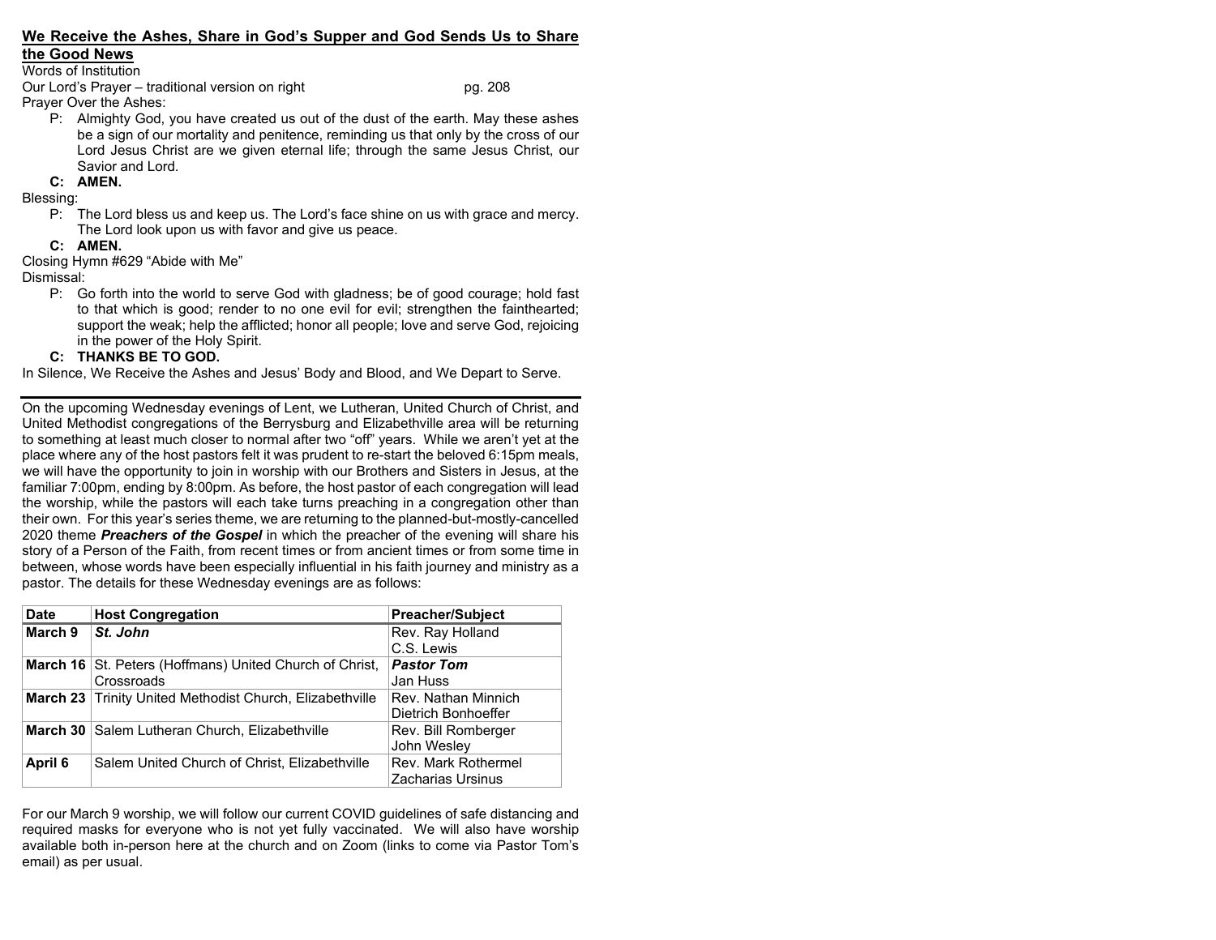**We Receive the Ashes, Share in God's Supper and God Sends Us to Share the Good News**

Words of Institution

Our Lord's Prayer – traditional version on right pg. 208

Prayer Over the Ashes:

P: Almighty God, you have created us out of the dust of the earth. May these ashes be a sign of our mortality and penitence, reminding us that only by the cross of our Lord Jesus Christ are we given eternal life; through the same Jesus Christ, our Savior and Lord.

**C: AMEN.**

Blessing:

P: The Lord bless us and keep us. The Lord's face shine on us with grace and mercy. The Lord look upon us with favor and give us peace.

**C: AMEN.**

Closing Hymn #629 "Abide with Me"

Dismissal:

P: Go forth into the world to serve God with gladness; be of good courage; hold fast to that which is good; render to no one evil for evil; strengthen the fainthearted; support the weak; help the afflicted; honor all people; love and serve God, rejoicing in the power of the Holy Spirit.

**C: THANKS BE TO GOD.**

In Silence, We Receive the Ashes and Jesus' Body and Blood, and We Depart to Serve.

---

On the upcoming Wednesday evenings of Lent, we Lutheran, United Church of Christ, and United Methodist congregations of the Berrysburg and Elizabethville area will be returning to something at least much closer to normal after two "off" years. While we aren't yet at the place where any of the host pastors felt it was prudent to re-start the beloved 6:15pm meals, we will have the opportunity to join in worship with our Brothers and Sisters in Jesus, at the familiar 7:00pm, ending by 8:00pm. As before, the host pastor of each congregation will lead the worship, while the pastors will each take turns preaching in a congregation other than their own. For this year's series theme, we are returning to the planned-but-mostly-cancelled 2020 theme ***Preachers of the Gospel*** in which the preacher of the evening will share his story of a Person of the Faith, from recent times or from ancient times or from some time in between, whose words have been especially influential in his faith journey and ministry as a pastor. The details for these Wednesday evenings are as follows:

| Date | Host Congregation | Preacher/Subject |
|---|---|---|
| **March 9** | ***St. John*** | Rev. Ray Holland<br>C.S. Lewis |
| **March 16** | St. Peters (Hoffmans) United Church of Christ, Crossroads | ***Pastor Tom***<br>Jan Huss |
| **March 23** | Trinity United Methodist Church, Elizabethville | Rev. Nathan Minnich<br>Dietrich Bonhoeffer |
| **March 30** | Salem Lutheran Church, Elizabethville | Rev. Bill Romberger<br>John Wesley |
| **April 6** | Salem United Church of Christ, Elizabethville | Rev. Mark Rothermel<br>Zacharias Ursinus |

For our March 9 worship, we will follow our current COVID guidelines of safe distancing and required masks for everyone who is not yet fully vaccinated. We will also have worship available both in-person here at the church and on Zoom (links to come via Pastor Tom's email) as per usual.